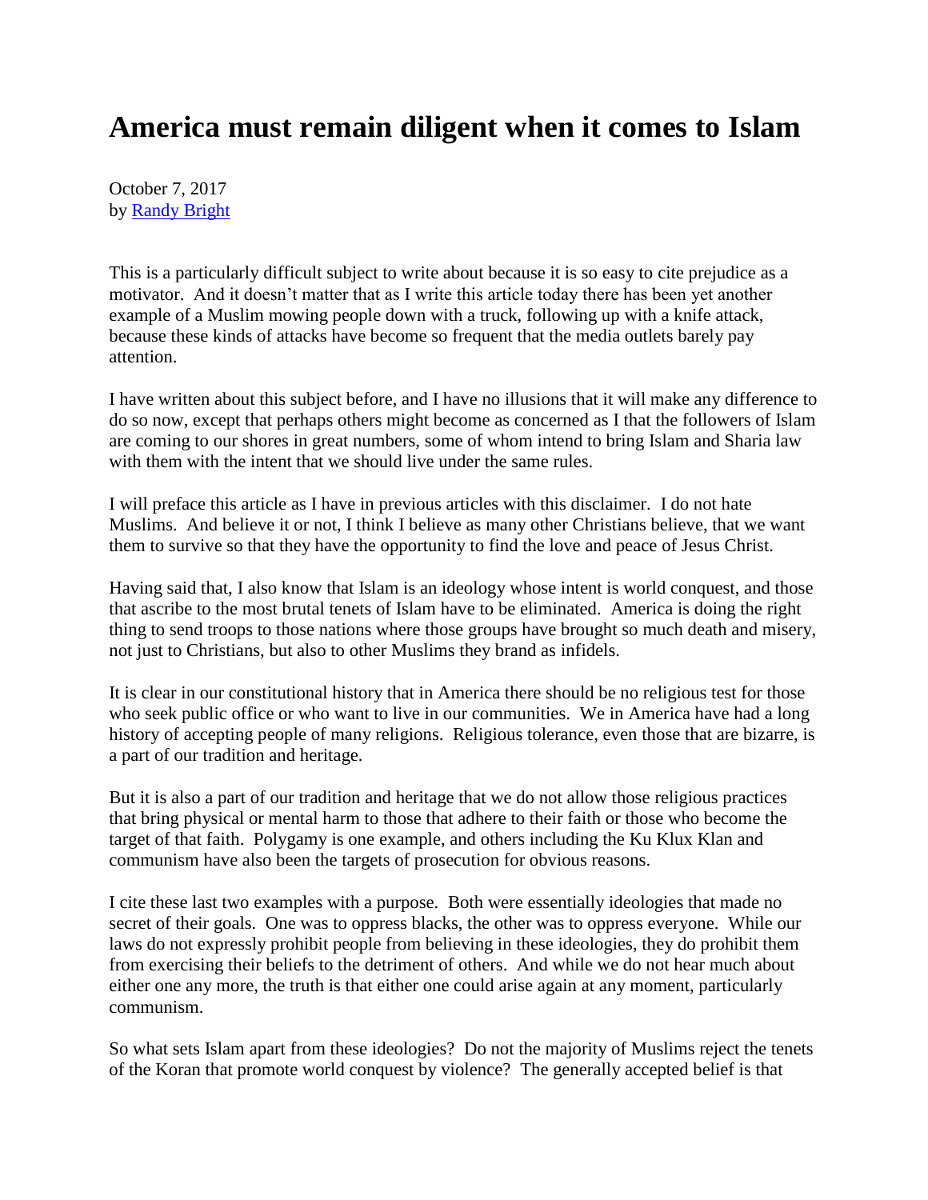# America must remain diligent when it comes to Islam

October 7, 2017
by [Randy Bright]

This is a particularly difficult subject to write about because it is so easy to cite prejudice as a motivator. And it doesn't matter that as I write this article today there has been yet another example of a Muslim mowing people down with a truck, following up with a knife attack, because these kinds of attacks have become so frequent that the media outlets barely pay attention.

I have written about this subject before, and I have no illusions that it will make any difference to do so now, except that perhaps others might become as concerned as I that the followers of Islam are coming to our shores in great numbers, some of whom intend to bring Islam and Sharia law with them with the intent that we should live under the same rules.

I will preface this article as I have in previous articles with this disclaimer. I do not hate Muslims. And believe it or not, I think I believe as many other Christians believe, that we want them to survive so that they have the opportunity to find the love and peace of Jesus Christ.

Having said that, I also know that Islam is an ideology whose intent is world conquest, and those that ascribe to the most brutal tenets of Islam have to be eliminated. America is doing the right thing to send troops to those nations where those groups have brought so much death and misery, not just to Christians, but also to other Muslims they brand as infidels.

It is clear in our constitutional history that in America there should be no religious test for those who seek public office or who want to live in our communities. We in America have had a long history of accepting people of many religions. Religious tolerance, even those that are bizarre, is a part of our tradition and heritage.

But it is also a part of our tradition and heritage that we do not allow those religious practices that bring physical or mental harm to those that adhere to their faith or those who become the target of that faith. Polygamy is one example, and others including the Ku Klux Klan and communism have also been the targets of prosecution for obvious reasons.

I cite these last two examples with a purpose. Both were essentially ideologies that made no secret of their goals. One was to oppress blacks, the other was to oppress everyone. While our laws do not expressly prohibit people from believing in these ideologies, they do prohibit them from exercising their beliefs to the detriment of others. And while we do not hear much about either one any more, the truth is that either one could arise again at any moment, particularly communism.

So what sets Islam apart from these ideologies? Do not the majority of Muslims reject the tenets of the Koran that promote world conquest by violence? The generally accepted belief is that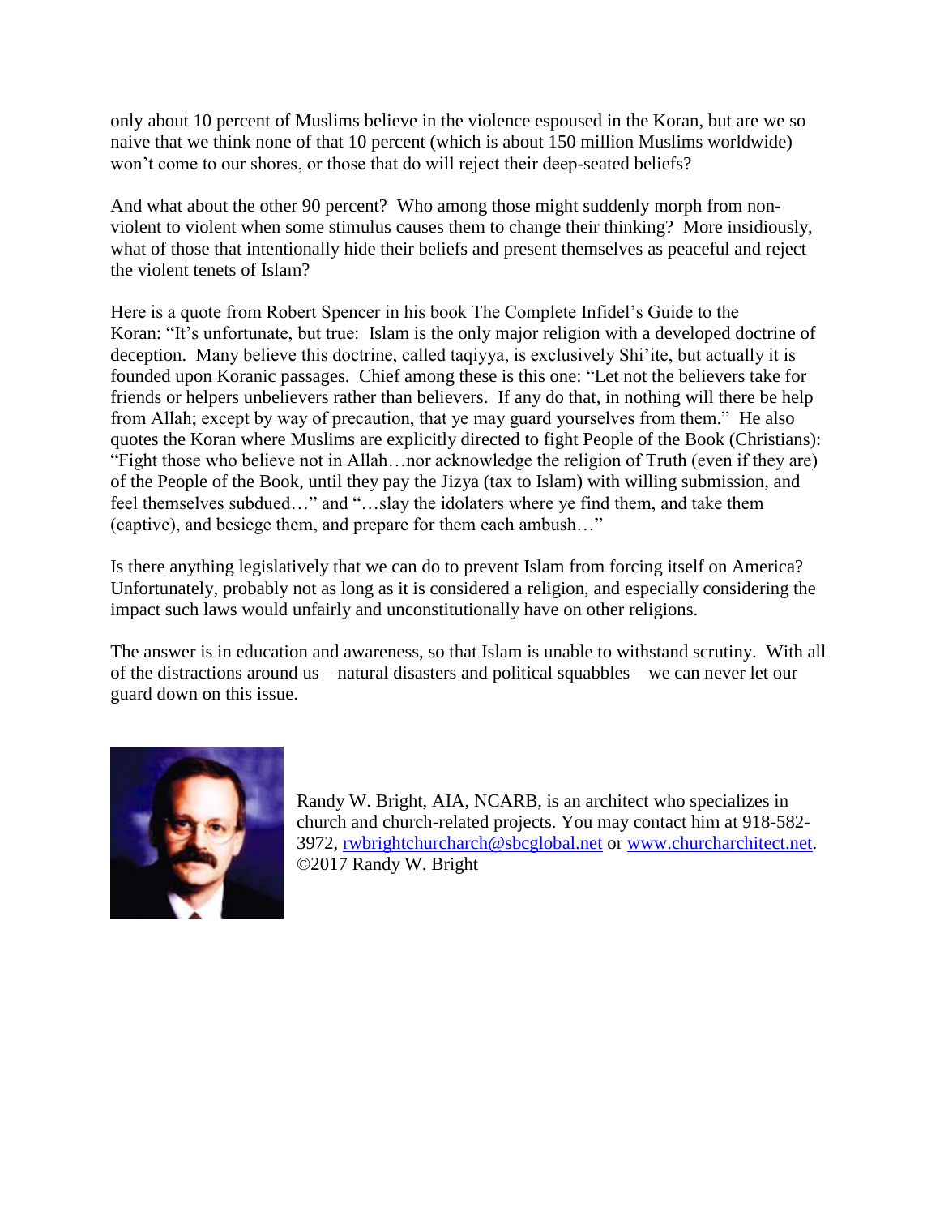only about 10 percent of Muslims believe in the violence espoused in the Koran, but are we so naive that we think none of that 10 percent (which is about 150 million Muslims worldwide) won't come to our shores, or those that do will reject their deep-seated beliefs?

And what about the other 90 percent? Who among those might suddenly morph from non-violent to violent when some stimulus causes them to change their thinking? More insidiously, what of those that intentionally hide their beliefs and present themselves as peaceful and reject the violent tenets of Islam?

Here is a quote from Robert Spencer in his book The Complete Infidel's Guide to the Koran: "It's unfortunate, but true: Islam is the only major religion with a developed doctrine of deception. Many believe this doctrine, called taqiyya, is exclusively Shi'ite, but actually it is founded upon Koranic passages. Chief among these is this one: "Let not the believers take for friends or helpers unbelievers rather than believers. If any do that, in nothing will there be help from Allah; except by way of precaution, that ye may guard yourselves from them." He also quotes the Koran where Muslims are explicitly directed to fight People of the Book (Christians): "Fight those who believe not in Allah…nor acknowledge the religion of Truth (even if they are) of the People of the Book, until they pay the Jizya (tax to Islam) with willing submission, and feel themselves subdued…" and "…slay the idolaters where ye find them, and take them (captive), and besiege them, and prepare for them each ambush…"

Is there anything legislatively that we can do to prevent Islam from forcing itself on America? Unfortunately, probably not as long as it is considered a religion, and especially considering the impact such laws would unfairly and unconstitutionally have on other religions.

The answer is in education and awareness, so that Islam is unable to withstand scrutiny. With all of the distractions around us – natural disasters and political squabbles – we can never let our guard down on this issue.

Randy W. Bright, AIA, NCARB, is an architect who specializes in church and church-related projects. You may contact him at 918-582-3972, rwbrightchurcharch@sbcglobal.net or www.churcharchitect.net. ©2017 Randy W. Bright